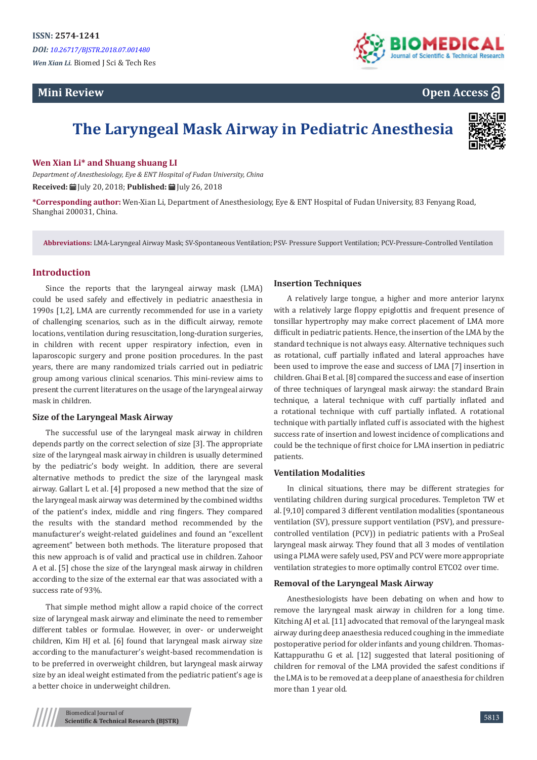ISSN: 2574-1241

*DOI: 10.26717/BJSTR.2018.07.001480*

*Wen Xian Li.* Biomed J Sci & Tech Res

**Mini Review** **Open Access**

# The Laryngeal Mask Airway in Pediatric Anesthesia

**Wen Xian Li\* and Shuang shuang LI**

*Department of Anesthesiology, Eye & ENT Hospital of Fudan University, China*

**Received:** July 20, 2018; **Published:** July 26, 2018

**\*Corresponding author:** Wen-Xian Li, Department of Anesthesiology, Eye & ENT Hospital of Fudan University, 83 Fenyang Road, Shanghai 200031, China.

**Abbreviations:** LMA-Laryngeal Airway Mask; SV-Spontaneous Ventilation; PSV- Pressure Support Ventilation; PCV-Pressure-Controlled Ventilation

## Introduction

Since the reports that the laryngeal airway mask (LMA) could be used safely and effectively in pediatric anaesthesia in 1990s [1,2], LMA are currently recommended for use in a variety of challenging scenarios, such as in the difficult airway, remote locations, ventilation during resuscitation, long-duration surgeries, in children with recent upper respiratory infection, even in laparoscopic surgery and prone position procedures. In the past years, there are many randomized trials carried out in pediatric group among various clinical scenarios. This mini-review aims to present the current literatures on the usage of the laryngeal airway mask in children.

### Size of the Laryngeal Mask Airway

The successful use of the laryngeal mask airway in children depends partly on the correct selection of size [3]. The appropriate size of the laryngeal mask airway in children is usually determined by the pediatric's body weight. In addition, there are several alternative methods to predict the size of the laryngeal mask airway. Gallart L et al. [4] proposed a new method that the size of the laryngeal mask airway was determined by the combined widths of the patient's index, middle and ring fingers. They compared the results with the standard method recommended by the manufacturer's weight-related guidelines and found an "excellent agreement" between both methods. The literature proposed that this new approach is of valid and practical use in children. Zahoor A et al. [5] chose the size of the laryngeal mask airway in children according to the size of the external ear that was associated with a success rate of 93%.

That simple method might allow a rapid choice of the correct size of laryngeal mask airway and eliminate the need to remember different tables or formulae. However, in over- or underweight children, Kim HJ et al. [6] found that laryngeal mask airway size according to the manufacturer's weight-based recommendation is to be preferred in overweight children, but laryngeal mask airway size by an ideal weight estimated from the pediatric patient's age is a better choice in underweight children.

### Insertion Techniques

A relatively large tongue, a higher and more anterior larynx with a relatively large floppy epiglottis and frequent presence of tonsillar hypertrophy may make correct placement of LMA more difficult in pediatric patients. Hence, the insertion of the LMA by the standard technique is not always easy. Alternative techniques such as rotational, cuff partially inflated and lateral approaches have been used to improve the ease and success of LMA [7] insertion in children. Ghai B et al. [8] compared the success and ease of insertion of three techniques of laryngeal mask airway: the standard Brain technique, a lateral technique with cuff partially inflated and a rotational technique with cuff partially inflated. A rotational technique with partially inflated cuff is associated with the highest success rate of insertion and lowest incidence of complications and could be the technique of first choice for LMA insertion in pediatric patients.

### Ventilation Modalities

In clinical situations, there may be different strategies for ventilating children during surgical procedures. Templeton TW et al. [9,10] compared 3 different ventilation modalities (spontaneous ventilation (SV), pressure support ventilation (PSV), and pressure-controlled ventilation (PCV)) in pediatric patients with a ProSeal laryngeal mask airway. They found that all 3 modes of ventilation using a PLMA were safely used, PSV and PCV were more appropriate ventilation strategies to more optimally control ETCO2 over time.

### Removal of the Laryngeal Mask Airway

Anesthesiologists have been debating on when and how to remove the laryngeal mask airway in children for a long time. Kitching AJ et al. [11] advocated that removal of the laryngeal mask airway during deep anaesthesia reduced coughing in the immediate postoperative period for older infants and young children. Thomas-Kattappurathu G et al. [12] suggested that lateral positioning of children for removal of the LMA provided the safest conditions if the LMA is to be removed at a deep plane of anaesthesia for children more than 1 year old.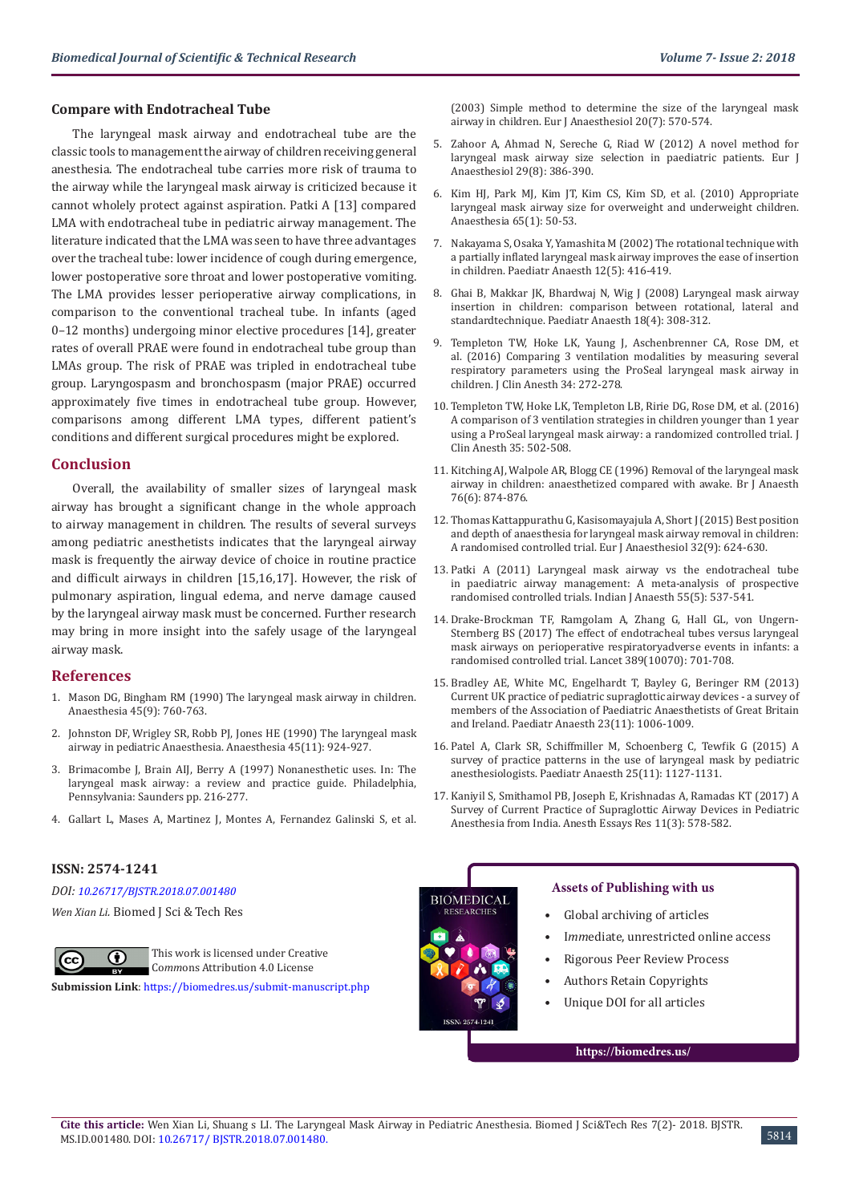## Compare with Endotracheal Tube

The laryngeal mask airway and endotracheal tube are the classic tools to management the airway of children receiving general anesthesia. The endotracheal tube carries more risk of trauma to the airway while the laryngeal mask airway is criticized because it cannot wholely protect against aspiration. Patki A [13] compared LMA with endotracheal tube in pediatric airway management. The literature indicated that the LMA was seen to have three advantages over the tracheal tube: lower incidence of cough during emergence, lower postoperative sore throat and lower postoperative vomiting. The LMA provides lesser perioperative airway complications, in comparison to the conventional tracheal tube. In infants (aged 0–12 months) undergoing minor elective procedures [14], greater rates of overall PRAE were found in endotracheal tube group than LMAs group. The risk of PRAE was tripled in endotracheal tube group. Laryngospasm and bronchospasm (major PRAE) occurred approximately five times in endotracheal tube group. However, comparisons among different LMA types, different patient's conditions and different surgical procedures might be explored.

## Conclusion

Overall, the availability of smaller sizes of laryngeal mask airway has brought a significant change in the whole approach to airway management in children. The results of several surveys among pediatric anesthetists indicates that the laryngeal airway mask is frequently the airway device of choice in routine practice and difficult airways in children [15,16,17]. However, the risk of pulmonary aspiration, lingual edema, and nerve damage caused by the laryngeal airway mask must be concerned. Further research may bring in more insight into the safely usage of the laryngeal airway mask.

## References

1. Mason DG, Bingham RM (1990) The laryngeal mask airway in children. Anaesthesia 45(9): 760-763.
2. Johnston DF, Wrigley SR, Robb PJ, Jones HE (1990) The laryngeal mask airway in pediatric Anaesthesia. Anaesthesia 45(11): 924-927.
3. Brimacombe J, Brain AIJ, Berry A (1997) Nonanesthetic uses. In: The laryngeal mask airway: a review and practice guide. Philadelphia, Pennsylvania: Saunders pp. 216-277.
4. Gallart L, Mases A, Martinez J, Montes A, Fernandez Galinski S, et al. (2003) Simple method to determine the size of the laryngeal mask airway in children. Eur J Anaesthesiol 20(7): 570-574.
5. Zahoor A, Ahmad N, Sereche G, Riad W (2012) A novel method for laryngeal mask airway size selection in paediatric patients. Eur J Anaesthesiol 29(8): 386-390.
6. Kim HJ, Park MJ, Kim JT, Kim CS, Kim SD, et al. (2010) Appropriate laryngeal mask airway size for overweight and underweight children. Anaesthesia 65(1): 50-53.
7. Nakayama S, Osaka Y, Yamashita M (2002) The rotational technique with a partially inflated laryngeal mask airway improves the ease of insertion in children. Paediatr Anaesth 12(5): 416-419.
8. Ghai B, Makkar JK, Bhardwaj N, Wig J (2008) Laryngeal mask airway insertion in children: comparison between rotational, lateral and standardtechnique. Paediatr Anaesth 18(4): 308-312.
9. Templeton TW, Hoke LK, Yaung J, Aschenbrenner CA, Rose DM, et al. (2016) Comparing 3 ventilation modalities by measuring several respiratory parameters using the ProSeal laryngeal mask airway in children. J Clin Anesth 34: 272-278.
10. Templeton TW, Hoke LK, Templeton LB, Ririe DG, Rose DM, et al. (2016) A comparison of 3 ventilation strategies in children younger than 1 year using a ProSeal laryngeal mask airway: a randomized controlled trial. J Clin Anesth 35: 502-508.
11. Kitching AJ, Walpole AR, Blogg CE (1996) Removal of the laryngeal mask airway in children: anaesthetized compared with awake. Br J Anaesth 76(6): 874-876.
12. Thomas Kattappurathu G, Kasisomayajula A, Short J (2015) Best position and depth of anaesthesia for laryngeal mask airway removal in children: A randomised controlled trial. Eur J Anaesthesiol 32(9): 624-630.
13. Patki A (2011) Laryngeal mask airway vs the endotracheal tube in paediatric airway management: A meta-analysis of prospective randomised controlled trials. Indian J Anaesth 55(5): 537-541.
14. Drake-Brockman TF, Ramgolam A, Zhang G, Hall GL, von Ungern-Sternberg BS (2017) The effect of endotracheal tubes versus laryngeal mask airways on perioperative respiratoryadverse events in infants: a randomised controlled trial. Lancet 389(10070): 701-708.
15. Bradley AE, White MC, Engelhardt T, Bayley G, Beringer RM (2013) Current UK practice of pediatric supraglottic airway devices - a survey of members of the Association of Paediatric Anaesthetists of Great Britain and Ireland. Paediatr Anaesth 23(11): 1006-1009.
16. Patel A, Clark SR, Schiffmiller M, Schoenberg C, Tewfik G (2015) A survey of practice patterns in the use of laryngeal mask by pediatric anesthesiologists. Paediatr Anaesth 25(11): 1127-1131.
17. Kaniyil S, Smithamol PB, Joseph E, Krishnadas A, Ramadas KT (2017) A Survey of Current Practice of Supraglottic Airway Devices in Pediatric Anesthesia from India. Anesth Essays Res 11(3): 578-582.

**ISSN: 2574-1241**

*DOI: 10.26717/BJSTR.2018.07.001480*

*Wen Xian Li.* Biomed J Sci & Tech Res

This work is licensed under Creative Commons Attribution 4.0 License

**Submission Link**: https://biomedres.us/submit-manuscript.php

**Assets of Publishing with us**

- Global archiving of articles
- Immediate, unrestricted online access
- Rigorous Peer Review Process
- Authors Retain Copyrights
- Unique DOI for all articles

https://biomedres.us/

**Cite this article:** Wen Xian Li, Shuang s LI. The Laryngeal Mask Airway in Pediatric Anesthesia. Biomed J Sci&Tech Res 7(2)- 2018. BJSTR. MS.ID.001480. DOI: 10.26717/ BJSTR.2018.07.001480.